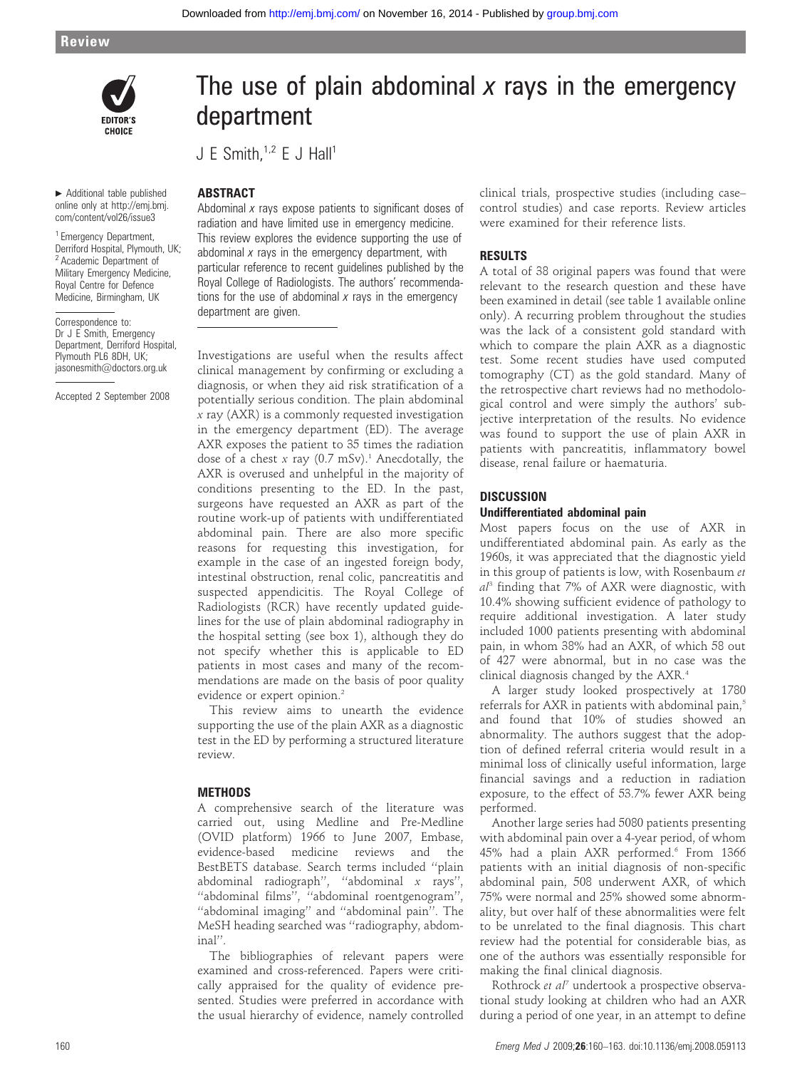Review

# The use of plain abdominal *x* rays in the emergency department

J E Smith,[1,2] E J Hall[1]

▸ Additional table published online only at http://emj.bmj.com/content/vol26/issue3

[1] Emergency Department, Derriford Hospital, Plymouth, UK; [2] Academic Department of Military Emergency Medicine, Royal Centre for Defence Medicine, Birmingham, UK

Correspondence to: Dr J E Smith, Emergency Department, Derriford Hospital, Plymouth PL6 8DH, UK; jasonesmith@doctors.org.uk

Accepted 2 September 2008

## ABSTRACT

Abdominal *x* rays expose patients to significant doses of radiation and have limited use in emergency medicine. This review explores the evidence supporting the use of abdominal *x* rays in the emergency department, with particular reference to recent guidelines published by the Royal College of Radiologists. The authors' recommendations for the use of abdominal *x* rays in the emergency department are given.

Investigations are useful when the results affect clinical management by confirming or excluding a diagnosis, or when they aid risk stratification of a potentially serious condition. The plain abdominal *x* ray (AXR) is a commonly requested investigation in the emergency department (ED). The average AXR exposes the patient to 35 times the radiation dose of a chest *x* ray (0.7 mSv).[1] Anecdotally, the AXR is overused and unhelpful in the majority of conditions presenting to the ED. In the past, surgeons have requested an AXR as part of the routine work-up of patients with undifferentiated abdominal pain. There are also more specific reasons for requesting this investigation, for example in the case of an ingested foreign body, intestinal obstruction, renal colic, pancreatitis and suspected appendicitis. The Royal College of Radiologists (RCR) have recently updated guidelines for the use of plain abdominal radiography in the hospital setting (see box 1), although they do not specify whether this is applicable to ED patients in most cases and many of the recommendations are made on the basis of poor quality evidence or expert opinion.[2]

This review aims to unearth the evidence supporting the use of the plain AXR as a diagnostic test in the ED by performing a structured literature review.

## METHODS

A comprehensive search of the literature was carried out, using Medline and Pre-Medline (OVID platform) 1966 to June 2007, Embase, evidence-based medicine reviews and the BestBETS database. Search terms included "plain abdominal radiograph", "abdominal *x* rays", "abdominal films", "abdominal roentgenogram", "abdominal imaging" and "abdominal pain". The MeSH heading searched was "radiography, abdominal".

The bibliographies of relevant papers were examined and cross-referenced. Papers were critically appraised for the quality of evidence presented. Studies were preferred in accordance with the usual hierarchy of evidence, namely controlled clinical trials, prospective studies (including case–control studies) and case reports. Review articles were examined for their reference lists.

## RESULTS

A total of 38 original papers was found that were relevant to the research question and these have been examined in detail (see table 1 available online only). A recurring problem throughout the studies was the lack of a consistent gold standard with which to compare the plain AXR as a diagnostic test. Some recent studies have used computed tomography (CT) as the gold standard. Many of the retrospective chart reviews had no methodological control and were simply the authors' subjective interpretation of the results. No evidence was found to support the use of plain AXR in patients with pancreatitis, inflammatory bowel disease, renal failure or haematuria.

## DISCUSSION

### Undifferentiated abdominal pain

Most papers focus on the use of AXR in undifferentiated abdominal pain. As early as the 1960s, it was appreciated that the diagnostic yield in this group of patients is low, with Rosenbaum *et al*[3] finding that 7% of AXR were diagnostic, with 10.4% showing sufficient evidence of pathology to require additional investigation. A later study included 1000 patients presenting with abdominal pain, in whom 38% had an AXR, of which 58 out of 427 were abnormal, but in no case was the clinical diagnosis changed by the AXR.[4]

A larger study looked prospectively at 1780 referrals for AXR in patients with abdominal pain,[5] and found that 10% of studies showed an abnormality. The authors suggest that the adoption of defined referral criteria would result in a minimal loss of clinically useful information, large financial savings and a reduction in radiation exposure, to the effect of 53.7% fewer AXR being performed.

Another large series had 5080 patients presenting with abdominal pain over a 4-year period, of whom 45% had a plain AXR performed.[6] From 1366 patients with an initial diagnosis of non-specific abdominal pain, 508 underwent AXR, of which 75% were normal and 25% showed some abnormality, but over half of these abnormalities were felt to be unrelated to the final diagnosis. This chart review had the potential for considerable bias, as one of the authors was essentially responsible for making the final clinical diagnosis.

Rothrock *et al*[7] undertook a prospective observational study looking at children who had an AXR during a period of one year, in an attempt to define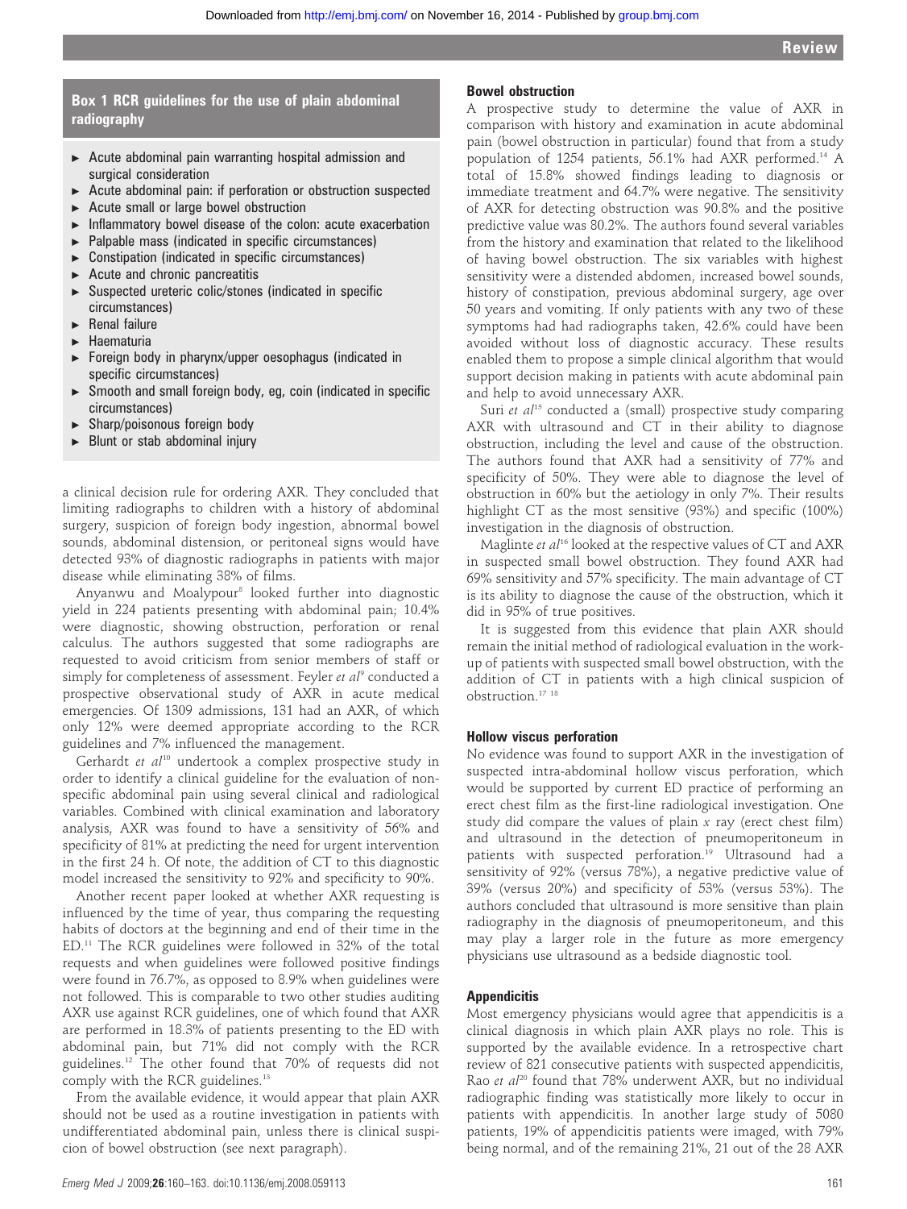### Box 1 RCR guidelines for the use of plain abdominal radiography

- Acute abdominal pain warranting hospital admission and surgical consideration
- Acute abdominal pain: if perforation or obstruction suspected
- Acute small or large bowel obstruction
- Inflammatory bowel disease of the colon: acute exacerbation
- Palpable mass (indicated in specific circumstances)
- Constipation (indicated in specific circumstances)
- Acute and chronic pancreatitis
- Suspected ureteric colic/stones (indicated in specific circumstances)
- Renal failure
- Haematuria
- Foreign body in pharynx/upper oesophagus (indicated in specific circumstances)
- Smooth and small foreign body, eg, coin (indicated in specific circumstances)
- Sharp/poisonous foreign body
- Blunt or stab abdominal injury

a clinical decision rule for ordering AXR. They concluded that limiting radiographs to children with a history of abdominal surgery, suspicion of foreign body ingestion, abnormal bowel sounds, abdominal distension, or peritoneal signs would have detected 93% of diagnostic radiographs in patients with major disease while eliminating 38% of films.

Anyanwu and Moalypour[8] looked further into diagnostic yield in 224 patients presenting with abdominal pain; 10.4% were diagnostic, showing obstruction, perforation or renal calculus. The authors suggested that some radiographs are requested to avoid criticism from senior members of staff or simply for completeness of assessment. Feyler *et al*[9] conducted a prospective observational study of AXR in acute medical emergencies. Of 1309 admissions, 131 had an AXR, of which only 12% were deemed appropriate according to the RCR guidelines and 7% influenced the management.

Gerhardt *et al*[10] undertook a complex prospective study in order to identify a clinical guideline for the evaluation of non-specific abdominal pain using several clinical and radiological variables. Combined with clinical examination and laboratory analysis, AXR was found to have a sensitivity of 56% and specificity of 81% at predicting the need for urgent intervention in the first 24 h. Of note, the addition of CT to this diagnostic model increased the sensitivity to 92% and specificity to 90%.

Another recent paper looked at whether AXR requesting is influenced by the time of year, thus comparing the requesting habits of doctors at the beginning and end of their time in the ED.[11] The RCR guidelines were followed in 32% of the total requests and when guidelines were followed positive findings were found in 76.7%, as opposed to 8.9% when guidelines were not followed. This is comparable to two other studies auditing AXR use against RCR guidelines, one of which found that AXR are performed in 18.3% of patients presenting to the ED with abdominal pain, but 71% did not comply with the RCR guidelines.[12] The other found that 70% of requests did not comply with the RCR guidelines.[13]

From the available evidence, it would appear that plain AXR should not be used as a routine investigation in patients with undifferentiated abdominal pain, unless there is clinical suspicion of bowel obstruction (see next paragraph).

### Bowel obstruction

A prospective study to determine the value of AXR in comparison with history and examination in acute abdominal pain (bowel obstruction in particular) found that from a study population of 1254 patients, 56.1% had AXR performed.[14] A total of 15.8% showed findings leading to diagnosis or immediate treatment and 64.7% were negative. The sensitivity of AXR for detecting obstruction was 90.8% and the positive predictive value was 80.2%. The authors found several variables from the history and examination that related to the likelihood of having bowel obstruction. The six variables with highest sensitivity were a distended abdomen, increased bowel sounds, history of constipation, previous abdominal surgery, age over 50 years and vomiting. If only patients with any two of these symptoms had had radiographs taken, 42.6% could have been avoided without loss of diagnostic accuracy. These results enabled them to propose a simple clinical algorithm that would support decision making in patients with acute abdominal pain and help to avoid unnecessary AXR.

Suri *et al*[15] conducted a (small) prospective study comparing AXR with ultrasound and CT in their ability to diagnose obstruction, including the level and cause of the obstruction. The authors found that AXR had a sensitivity of 77% and specificity of 50%. They were able to diagnose the level of obstruction in 60% but the aetiology in only 7%. Their results highlight CT as the most sensitive (93%) and specific (100%) investigation in the diagnosis of obstruction.

Maglinte *et al*[16] looked at the respective values of CT and AXR in suspected small bowel obstruction. They found AXR had 69% sensitivity and 57% specificity. The main advantage of CT is its ability to diagnose the cause of the obstruction, which it did in 95% of true positives.

It is suggested from this evidence that plain AXR should remain the initial method of radiological evaluation in the work-up of patients with suspected small bowel obstruction, with the addition of CT in patients with a high clinical suspicion of obstruction.[17,18]

### Hollow viscus perforation

No evidence was found to support AXR in the investigation of suspected intra-abdominal hollow viscus perforation, which would be supported by current ED practice of performing an erect chest film as the first-line radiological investigation. One study did compare the values of plain *x* ray (erect chest film) and ultrasound in the detection of pneumoperitoneum in patients with suspected perforation.[19] Ultrasound had a sensitivity of 92% (versus 78%), a negative predictive value of 39% (versus 20%) and specificity of 53% (versus 53%). The authors concluded that ultrasound is more sensitive than plain radiography in the diagnosis of pneumoperitoneum, and this may play a larger role in the future as more emergency physicians use ultrasound as a bedside diagnostic tool.

### Appendicitis

Most emergency physicians would agree that appendicitis is a clinical diagnosis in which plain AXR plays no role. This is supported by the available evidence. In a retrospective chart review of 821 consecutive patients with suspected appendicitis, Rao *et al*[20] found that 78% underwent AXR, but no individual radiographic finding was statistically more likely to occur in patients with appendicitis. In another large study of 5080 patients, 19% of appendicitis patients were imaged, with 79% being normal, and of the remaining 21%, 21 out of the 28 AXR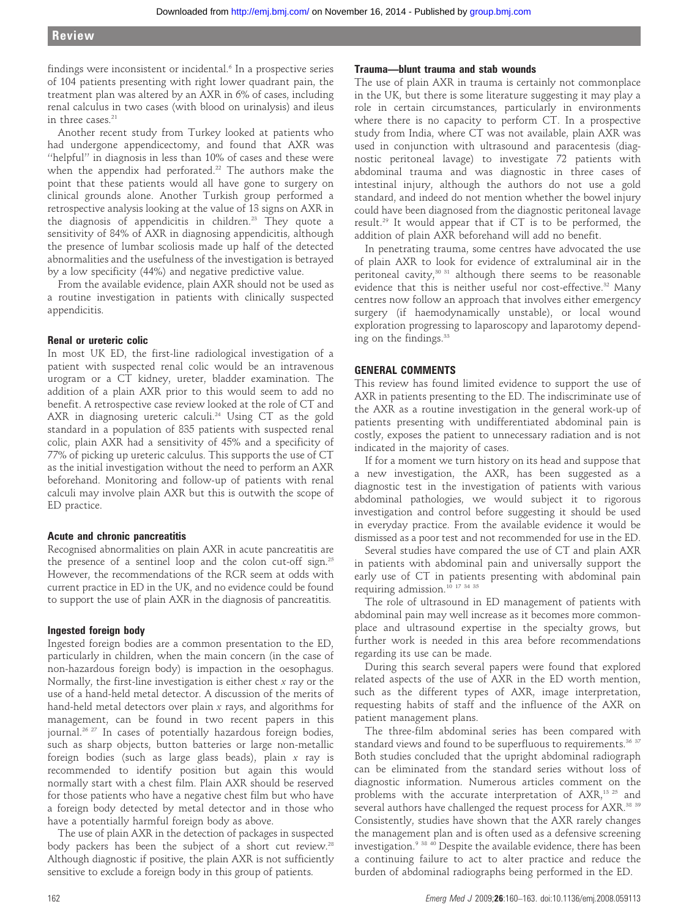findings were inconsistent or incidental.[6] In a prospective series of 104 patients presenting with right lower quadrant pain, the treatment plan was altered by an AXR in 6% of cases, including renal calculus in two cases (with blood on urinalysis) and ileus in three cases.[21]

Another recent study from Turkey looked at patients who had undergone appendicectomy, and found that AXR was "helpful" in diagnosis in less than 10% of cases and these were when the appendix had perforated.[22] The authors make the point that these patients would all have gone to surgery on clinical grounds alone. Another Turkish group performed a retrospective analysis looking at the value of 13 signs on AXR in the diagnosis of appendicitis in children.[23] They quote a sensitivity of 84% of AXR in diagnosing appendicitis, although the presence of lumbar scoliosis made up half of the detected abnormalities and the usefulness of the investigation is betrayed by a low specificity (44%) and negative predictive value.

From the available evidence, plain AXR should not be used as a routine investigation in patients with clinically suspected appendicitis.

### Renal or ureteric colic

In most UK ED, the first-line radiological investigation of a patient with suspected renal colic would be an intravenous urogram or a CT kidney, ureter, bladder examination. The addition of a plain AXR prior to this would seem to add no benefit. A retrospective case review looked at the role of CT and AXR in diagnosing ureteric calculi.[24] Using CT as the gold standard in a population of 835 patients with suspected renal colic, plain AXR had a sensitivity of 45% and a specificity of 77% of picking up ureteric calculus. This supports the use of CT as the initial investigation without the need to perform an AXR beforehand. Monitoring and follow-up of patients with renal calculi may involve plain AXR but this is outwith the scope of ED practice.

### Acute and chronic pancreatitis

Recognised abnormalities on plain AXR in acute pancreatitis are the presence of a sentinel loop and the colon cut-off sign.[25] However, the recommendations of the RCR seem at odds with current practice in ED in the UK, and no evidence could be found to support the use of plain AXR in the diagnosis of pancreatitis.

### Ingested foreign body

Ingested foreign bodies are a common presentation to the ED, particularly in children, when the main concern (in the case of non-hazardous foreign body) is impaction in the oesophagus. Normally, the first-line investigation is either chest *x* ray or the use of a hand-held metal detector. A discussion of the merits of hand-held metal detectors over plain *x* rays, and algorithms for management, can be found in two recent papers in this journal.[26 27] In cases of potentially hazardous foreign bodies, such as sharp objects, button batteries or large non-metallic foreign bodies (such as large glass beads), plain *x* ray is recommended to identify position but again this would normally start with a chest film. Plain AXR should be reserved for those patients who have a negative chest film but who have a foreign body detected by metal detector and in those who have a potentially harmful foreign body as above.

The use of plain AXR in the detection of packages in suspected body packers has been the subject of a short cut review.[28] Although diagnostic if positive, the plain AXR is not sufficiently sensitive to exclude a foreign body in this group of patients.

### Trauma—blunt trauma and stab wounds

The use of plain AXR in trauma is certainly not commonplace in the UK, but there is some literature suggesting it may play a role in certain circumstances, particularly in environments where there is no capacity to perform CT. In a prospective study from India, where CT was not available, plain AXR was used in conjunction with ultrasound and paracentesis (diagnostic peritoneal lavage) to investigate 72 patients with abdominal trauma and was diagnostic in three cases of intestinal injury, although the authors do not use a gold standard, and indeed do not mention whether the bowel injury could have been diagnosed from the diagnostic peritoneal lavage result.[29] It would appear that if CT is to be performed, the addition of plain AXR beforehand will add no benefit.

In penetrating trauma, some centres have advocated the use of plain AXR to look for evidence of extraluminal air in the peritoneal cavity,[30 31] although there seems to be reasonable evidence that this is neither useful nor cost-effective.[32] Many centres now follow an approach that involves either emergency surgery (if haemodynamically unstable), or local wound exploration progressing to laparoscopy and laparotomy depending on the findings.[33]

## GENERAL COMMENTS

This review has found limited evidence to support the use of AXR in patients presenting to the ED. The indiscriminate use of the AXR as a routine investigation in the general work-up of patients presenting with undifferentiated abdominal pain is costly, exposes the patient to unnecessary radiation and is not indicated in the majority of cases.

If for a moment we turn history on its head and suppose that a new investigation, the AXR, has been suggested as a diagnostic test in the investigation of patients with various abdominal pathologies, we would subject it to rigorous investigation and control before suggesting it should be used in everyday practice. From the available evidence it would be dismissed as a poor test and not recommended for use in the ED.

Several studies have compared the use of CT and plain AXR in patients with abdominal pain and universally support the early use of CT in patients presenting with abdominal pain requiring admission.[10 17 34 35]

The role of ultrasound in ED management of patients with abdominal pain may well increase as it becomes more commonplace and ultrasound expertise in the specialty grows, but further work is needed in this area before recommendations regarding its use can be made.

During this search several papers were found that explored related aspects of the use of AXR in the ED worth mention, such as the different types of AXR, image interpretation, requesting habits of staff and the influence of the AXR on patient management plans.

The three-film abdominal series has been compared with standard views and found to be superfluous to requirements.[36 37] Both studies concluded that the upright abdominal radiograph can be eliminated from the standard series without loss of diagnostic information. Numerous articles comment on the problems with the accurate interpretation of AXR,[13 25] and several authors have challenged the request process for AXR.[38 39] Consistently, studies have shown that the AXR rarely changes the management plan and is often used as a defensive screening investigation.[9 38 40] Despite the available evidence, there has been a continuing failure to act to alter practice and reduce the burden of abdominal radiographs being performed in the ED.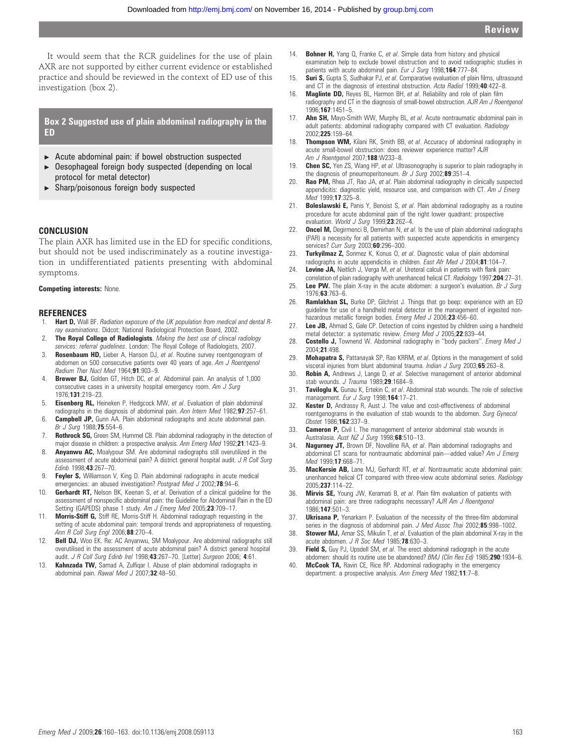It would seem that the RCR guidelines for the use of plain AXR are not supported by either current evidence or established practice and should be reviewed in the context of ED use of this investigation (box 2).

**Box 2 Suggested use of plain abdominal radiography in the ED**

- Acute abdominal pain: if bowel obstruction suspected
- Oesophageal foreign body suspected (depending on local protocol for metal detector)
- Sharp/poisonous foreign body suspected

## CONCLUSION

The plain AXR has limited use in the ED for specific conditions, but should not be used indiscriminately as a routine investigation in undifferentiated patients presenting with abdominal symptoms.

**Competing interests:** None.

## REFERENCES

1. **Hart D,** Wall BF. *Radiation exposure of the UK population from medical and dental R-ray examinations*. Didcot: National Radiological Protection Board, 2002.
2. **The Royal College of Radiologists**. *Making the best use of clinical radiology services: referral guidelines*. London: The Royal College of Radiologists, 2007.
3. **Rosenbaum HD,** Lieber A, Hanson DJ, *et al*. Routine survey roentgenogram of abdomen on 500 consecutive patients over 40 years of age. *Am J Roentgenol Radium Ther Nucl Med* 1964;**91**:903–9.
4. **Brewer BJ,** Golden GT, Hitch DC, *et al*. Abdominal pain. An analysis of 1,000 consecutive cases in a university hospital emergency room. *Am J Surg* 1976;**131**:219–23.
5. **Eisenberg RL,** Heineken P, Hedgcock MW, *et al*. Evaluation of plain abdominal radiographs in the diagnosis of abdominal pain. *Ann Intern Med* 1982;**97**:257–61.
6. **Campbell JP,** Gunn AA. Plain abdominal radiographs and acute abdominal pain. *Br J Surg* 1988;**75**:554–6.
7. **Rothrock SG,** Green SM, Hummel CB. Plain abdominal radiography in the detection of major disease in children: a prospective analysis. *Ann Emerg Med* 1992;**21**:1423–9.
8. **Anyanwu AC,** Moalypour SM. Are abdominal radiographs still overutilized in the assessment of acute abdominal pain? A district general hospital audit. *J R Coll Surg Edinb* 1998;**43**:267–70.
9. **Feyler S,** Williamson V, King D. Plain abdominal radiographs in acute medical emergencies: an abused investigation? *Postgrad Med J* 2002;**78**:94–6.
10. **Gerhardt RT,** Nelson BK, Keenan S, *et al*. Derivation of a clinical guideline for the assessment of nonspecific abdominal pain: the Guideline for Abdominal Pain in the ED Setting (GAPEDS) phase 1 study. *Am J Emerg Med* 2005;**23**:709–17.
11. **Morris-Stiff G,** Stiff RE, Morris-Stiff H. Abdominal radiograph requesting in the setting of acute abdominal pain: temporal trends and appropriateness of requesting. *Ann R Coll Surg Engl* 2006;**88**:270–4.
12. **Bell DJ,** Woo EK. Re: AC Anyanwu, SM Moalypour. Are abdominal radiographs still overutilised in the assessment of acute abdominal pain? A district general hospital audit. *J R Coll Surg Edinb Irel* 1998;**43**:267–70. [Letter] *Surgeon* 2006; **4**:61.
13. **Kahnzada TW,** Samad A, Zulfiqar I. Abuse of plain abdominal radiographs in abdominal pain. *Rawal Med J* 2007;**32**:48–50.
14. **Bohner H,** Yang Q, Franke C, *et al*. Simple data from history and physical examination help to exclude bowel obstruction and to avoid radiographic studies in patients with acute abdominal pain. *Eur J Surg* 1998;**164**:777–84.
15. **Suri S,** Gupta S, Sudhakar PJ, *et al*. Comparative evaluation of plain films, ultrasound and CT in the diagnosis of intestinal obstruction. *Acta Radiol* 1999;**40**:422–8.
16. **Maglinte DD,** Reyes BL, Harmon BH, *et al*. Reliability and role of plain film radiography and CT in the diagnosis of small-bowel obstruction. *AJR Am J Roentgenol* 1996;**167**:1451–5.
17. **Ahn SH,** Mayo-Smith WW, Murphy BL, *et al*. Acute nontraumatic abdominal pain in adult patients: abdominal radiography compared with CT evaluation. *Radiology* 2002;**225**:159–64.
18. **Thompson WM,** Kilani RK, Smith BB, *et al*. Accuracy of abdominal radiography in acute small-bowel obstruction: does reviewer experience matter? *AJR Am J Roentgenol* 2007;**188**:W233–8.
19. **Chen SC,** Yen ZS, Wang HP, *et al*. Ultrasonography is superior to plain radiography in the diagnosis of pneumoperitoneum. *Br J Surg* 2002;**89**:351–4.
20. **Rao PM,** Rhea JT, Rao JA, *et al*. Plain abdominal radiography in clinically suspected appendicitis: diagnostic yield, resource use, and comparison with CT. *Am J Emerg Med* 1999;**17**:325–8.
21. **Boleslawski E,** Panis Y, Benoist S, *et al*. Plain abdominal radiography as a routine procedure for acute abdominal pain of the right lower quadrant: prospective evaluation. *World J Surg* 1999;**23**:262–4.
22. **Oncel M,** Degirmenci B, Demirhan N, *et al*. Is the use of plain abdominal radiographs (PAR) a necessity for all patients with suspected acute appendicitis in emergency services? *Curr Surg* 2003;**60**:296–300.
23. **Turkyilmaz Z,** Sonmez K, Konus O, *et al*. Diagnostic value of plain abdominal radiographs in acute appendicitis in children. *East Afr Med J* 2004;**81**:104–7.
24. **Levine JA,** Neitlich J, Verga M, *et al*. Ureteral calculi in patients with flank pain: correlation of plain radiography with unenhanced helical CT. *Radiology* 1997;**204**:27–31.
25. **Lee PW.** The plain X-ray in the acute abdomen: a surgeon's evaluation. *Br J Surg* 1976;**63**:763–6.
26. **Ramlakhan SL,** Burke DP, Gilchrist J. Things that go beep: experience with an ED guideline for use of a handheld metal detector in the management of ingested non-hazardous metallic foreign bodies. *Emerg Med J* 2006;**23**:456–60.
27. **Lee JB,** Ahmad S, Gale CP. Detection of coins ingested by children using a handheld metal detector: a systematic review. *Emerg Med J* 2005;**22**:839–44.
28. **Costello J,** Townend W. Abdominal radiography in "body packers". *Emerg Med J* 2004;**21**:498.
29. **Mohapatra S,** Pattanayak SP, Rao KRRM, *et al*. Options in the management of solid visceral injuries from blunt abdominal trauma. *Indian J Surg* 2003;**65**:263–8.
30. **Robin A,** Andrews J, Lange D, *et al*. Selective management of anterior abdominal stab wounds. *J Trauma* 1989;**29**:1684–9.
31. **Taviloglu K,** Gunau K, Ertekin C, *et al*. Abdominal stab wounds. The role of selective management. *Eur J Surg* 1998;**164**:17–21.
32. **Kester D,** Andrassy R, Aust J. The value and cost-effectiveness of abdominal roentgenograms in the evaluation of stab wounds to the abdomen. *Surg Gynecol Obstet* 1986;**162**:337–9.
33. **Cameron P,** Civil I. The management of anterior abdominal stab wounds in Australasia. *Aust NZ J Surg* 1998;**68**:510–13.
34. **Nagurney JT,** Brown DF, Novelline RA, *et al*. Plain abdominal radiographs and abdominal CT scans for nontraumatic abdominal pain—added value? *Am J Emerg Med* 1999;**17**:668–71.
35. **MacKersie AB,** Lane MJ, Gerhardt RT, *et al*. Nontraumatic acute abdominal pain: unenhanced helical CT compared with three-view acute abdominal series. *Radiology* 2005;**237**:114–22.
36. **Mirvis SE,** Young JW, Keramati B, *et al*. Plain film evaluation of patients with abdominal pain: are three radiographs necessary? *AJR Am J Roentgenol* 1986;**147**:501–3.
37. **Ukrisana P,** Yenarkarn P. Evaluation of the necessity of the three-film abdominal series in the diagnosis of abdominal pain. *J Med Assoc Thai* 2002;**85**:998–1002.
38. **Stower MJ,** Amar SS, Mikulin T, *et al*. Evaluation of the plain abdominal X-ray in the acute abdomen. *J R Soc Med* 1985;**78**:630–3.
39. **Field S,** Guy PJ, Upsdell SM, *et al*. The erect abdominal radiograph in the acute abdomen: should its routine use be abandoned? *BMJ (Clin Res Ed)* 1985;**290**:1934–6.
40. **McCook TA,** Ravin CE, Rice RP. Abdominal radiography in the emergency department: a prospective analysis. *Ann Emerg Med* 1982;**11**:7–8.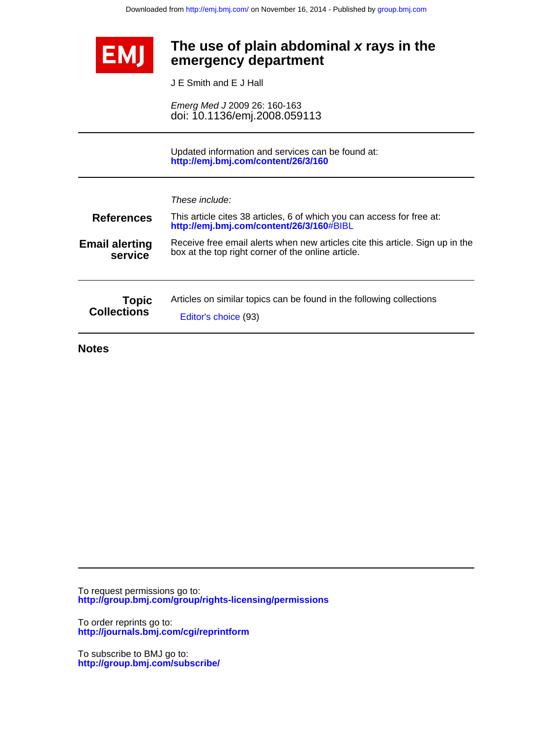Downloaded from http://emj.bmj.com/ on November 16, 2014 - Published by group.bmj.com

**EMJ**

# The use of plain abdominal *x* rays in the emergency department

J E Smith and E J Hall

*Emerg Med J* 2009 26: 160-163
doi: 10.1136/emj.2008.059113

Updated information and services can be found at:
**http://emj.bmj.com/content/26/3/160**

*These include:*

**References**
This article cites 38 articles, 6 of which you can access for free at:
**http://emj.bmj.com/content/26/3/160**#BIBL

**Email alerting service**
Receive free email alerts when new articles cite this article. Sign up in the box at the top right corner of the online article.

**Topic Collections**
Articles on similar topics can be found in the following collections

Editor's choice (93)

## Notes

To request permissions go to:
**http://group.bmj.com/group/rights-licensing/permissions**

To order reprints go to:
**http://journals.bmj.com/cgi/reprintform**

To subscribe to BMJ go to:
**http://group.bmj.com/subscribe/**